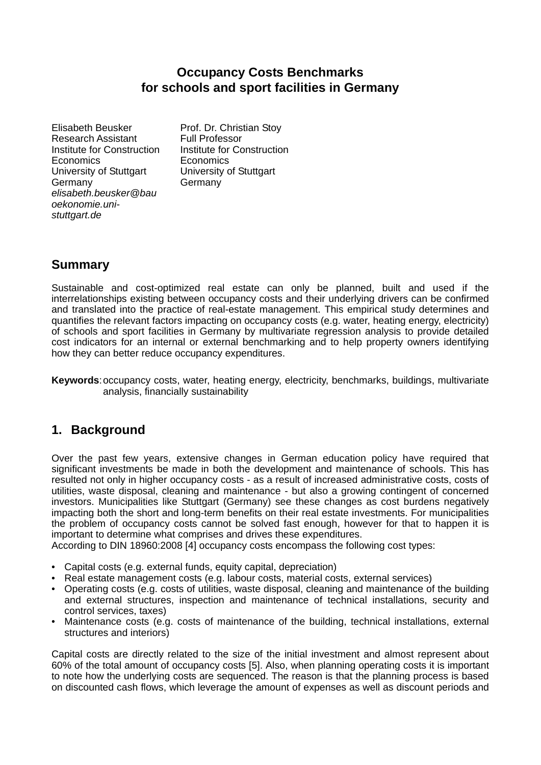# Occupancy Costs Benchmarks for schools and sport facilities in Germany

Elisabeth Beusker
Research Assistant
Institute for Construction Economics
University of Stuttgart
Germany
*elisabeth.beusker@bauoekonomie.uni-stuttgart.de*

Prof. Dr. Christian Stoy
Full Professor
Institute for Construction Economics
University of Stuttgart
Germany

## Summary

Sustainable and cost-optimized real estate can only be planned, built and used if the interrelationships existing between occupancy costs and their underlying drivers can be confirmed and translated into the practice of real-estate management. This empirical study determines and quantifies the relevant factors impacting on occupancy costs (e.g. water, heating energy, electricity) of schools and sport facilities in Germany by multivariate regression analysis to provide detailed cost indicators for an internal or external benchmarking and to help property owners identifying how they can better reduce occupancy expenditures.

**Keywords**: occupancy costs, water, heating energy, electricity, benchmarks, buildings, multivariate analysis, financially sustainability

## 1. Background

Over the past few years, extensive changes in German education policy have required that significant investments be made in both the development and maintenance of schools. This has resulted not only in higher occupancy costs - as a result of increased administrative costs, costs of utilities, waste disposal, cleaning and maintenance - but also a growing contingent of concerned investors. Municipalities like Stuttgart (Germany) see these changes as cost burdens negatively impacting both the short and long-term benefits on their real estate investments. For municipalities the problem of occupancy costs cannot be solved fast enough, however for that to happen it is important to determine what comprises and drives these expenditures.
According to DIN 18960:2008 [4] occupancy costs encompass the following cost types:

- Capital costs (e.g. external funds, equity capital, depreciation)
- Real estate management costs (e.g. labour costs, material costs, external services)
- Operating costs (e.g. costs of utilities, waste disposal, cleaning and maintenance of the building and external structures, inspection and maintenance of technical installations, security and control services, taxes)
- Maintenance costs (e.g. costs of maintenance of the building, technical installations, external structures and interiors)

Capital costs are directly related to the size of the initial investment and almost represent about 60% of the total amount of occupancy costs [5]. Also, when planning operating costs it is important to note how the underlying costs are sequenced. The reason is that the planning process is based on discounted cash flows, which leverage the amount of expenses as well as discount periods and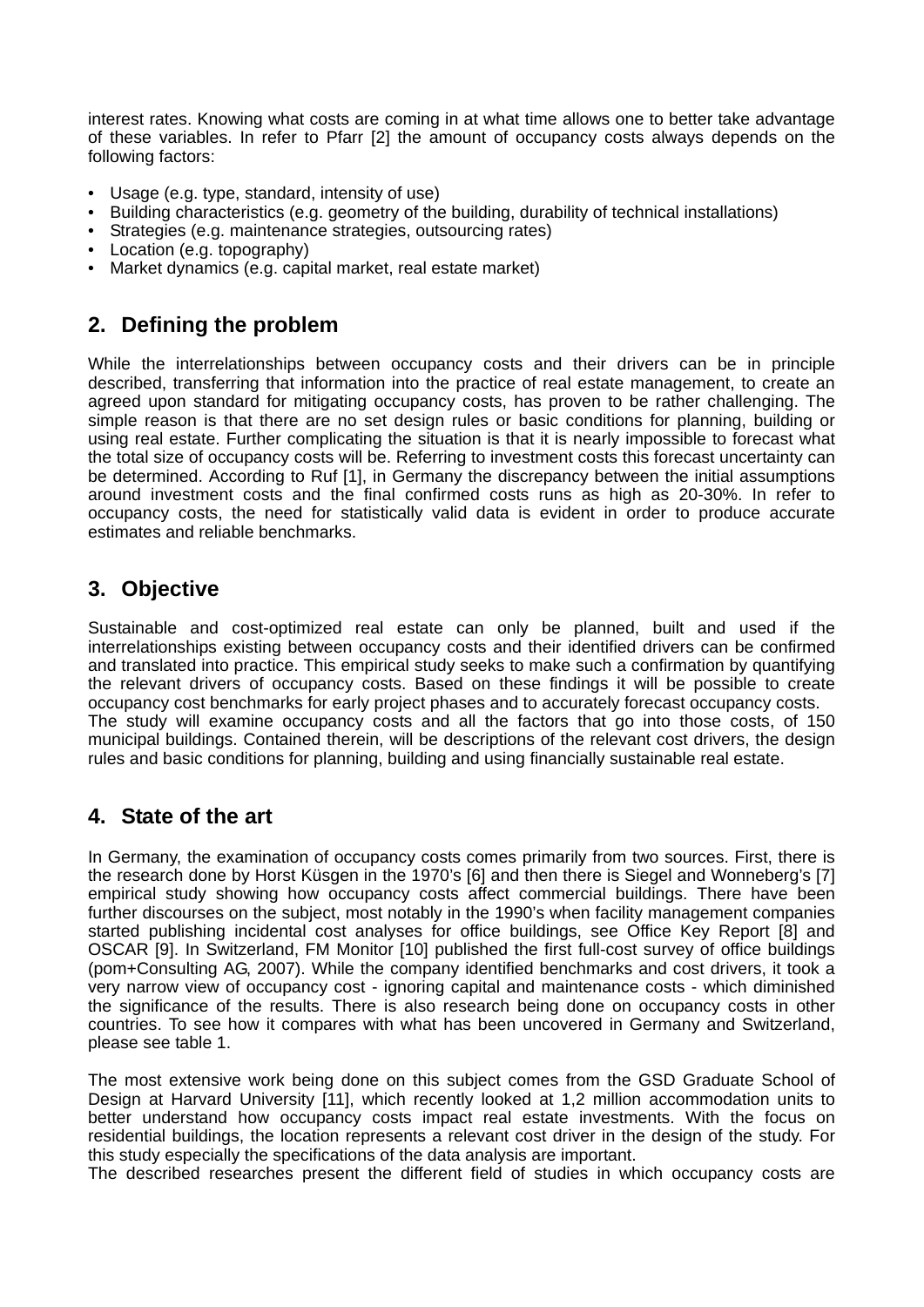interest rates. Knowing what costs are coming in at what time allows one to better take advantage of these variables. In refer to Pfarr [2] the amount of occupancy costs always depends on the following factors:

- Usage (e.g. type, standard, intensity of use)
- Building characteristics (e.g. geometry of the building, durability of technical installations)
- Strategies (e.g. maintenance strategies, outsourcing rates)
- Location (e.g. topography)
- Market dynamics (e.g. capital market, real estate market)

## 2. Defining the problem

While the interrelationships between occupancy costs and their drivers can be in principle described, transferring that information into the practice of real estate management, to create an agreed upon standard for mitigating occupancy costs, has proven to be rather challenging. The simple reason is that there are no set design rules or basic conditions for planning, building or using real estate. Further complicating the situation is that it is nearly impossible to forecast what the total size of occupancy costs will be. Referring to investment costs this forecast uncertainty can be determined. According to Ruf [1], in Germany the discrepancy between the initial assumptions around investment costs and the final confirmed costs runs as high as 20-30%. In refer to occupancy costs, the need for statistically valid data is evident in order to produce accurate estimates and reliable benchmarks.

## 3. Objective

Sustainable and cost-optimized real estate can only be planned, built and used if the interrelationships existing between occupancy costs and their identified drivers can be confirmed and translated into practice. This empirical study seeks to make such a confirmation by quantifying the relevant drivers of occupancy costs. Based on these findings it will be possible to create occupancy cost benchmarks for early project phases and to accurately forecast occupancy costs.
The study will examine occupancy costs and all the factors that go into those costs, of 150 municipal buildings. Contained therein, will be descriptions of the relevant cost drivers, the design rules and basic conditions for planning, building and using financially sustainable real estate.

## 4. State of the art

In Germany, the examination of occupancy costs comes primarily from two sources. First, there is the research done by Horst Küsgen in the 1970's [6] and then there is Siegel and Wonneberg's [7] empirical study showing how occupancy costs affect commercial buildings. There have been further discourses on the subject, most notably in the 1990's when facility management companies started publishing incidental cost analyses for office buildings, see Office Key Report [8] and OSCAR [9]. In Switzerland, FM Monitor [10] published the first full-cost survey of office buildings (pom+Consulting AG, 2007). While the company identified benchmarks and cost drivers, it took a very narrow view of occupancy cost - ignoring capital and maintenance costs - which diminished the significance of the results. There is also research being done on occupancy costs in other countries. To see how it compares with what has been uncovered in Germany and Switzerland, please see table 1.

The most extensive work being done on this subject comes from the GSD Graduate School of Design at Harvard University [11], which recently looked at 1,2 million accommodation units to better understand how occupancy costs impact real estate investments. With the focus on residential buildings, the location represents a relevant cost driver in the design of the study. For this study especially the specifications of the data analysis are important.
The described researches present the different field of studies in which occupancy costs are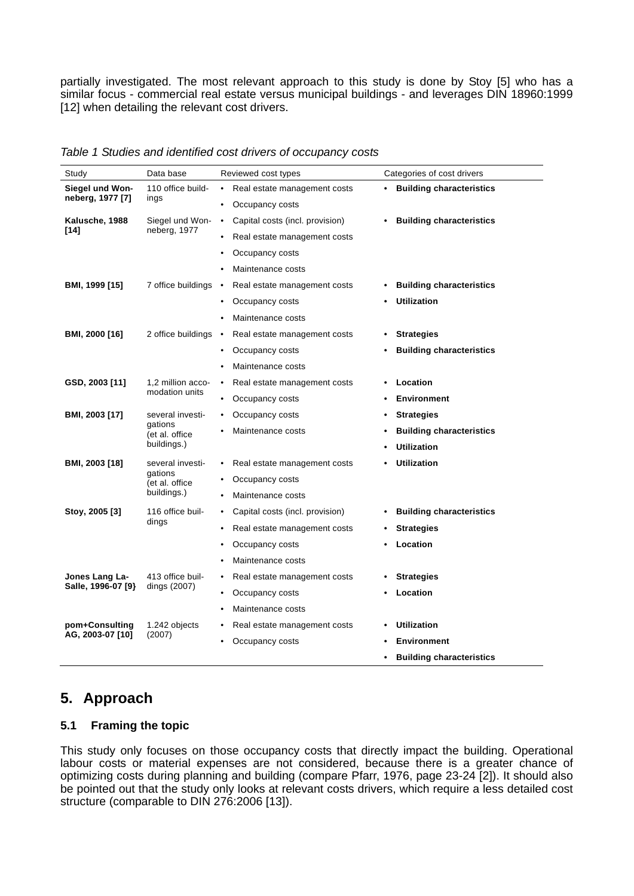partially investigated. The most relevant approach to this study is done by Stoy [5] who has a similar focus - commercial real estate versus municipal buildings - and leverages DIN 18960:1999 [12] when detailing the relevant cost drivers.

*Table 1 Studies and identified cost drivers of occupancy costs*

| Study | Data base | Reviewed cost types | Categories of cost drivers |
|---|---|---|---|
| **Siegel und Wonneberg, 1977 [7]** | 110 office buildings | • Real estate management costs<br>• Occupancy costs | • **Building characteristics** |
| **Kalusche, 1988 [14]** | Siegel und Wonneberg, 1977 | • Capital costs (incl. provision)<br>• Real estate management costs<br>• Occupancy costs<br>• Maintenance costs | • **Building characteristics** |
| **BMI, 1999 [15]** | 7 office buildings | • Real estate management costs<br>• Occupancy costs<br>• Maintenance costs | • **Building characteristics**<br>• **Utilization** |
| **BMI, 2000 [16]** | 2 office buildings | • Real estate management costs<br>• Occupancy costs<br>• Maintenance costs | • **Strategies**<br>• **Building characteristics** |
| **GSD, 2003 [11]** | 1,2 million accomodation units | • Real estate management costs<br>• Occupancy costs | • **Location**<br>• **Environment** |
| **BMI, 2003 [17]** | several investigations (et al. office buildings.) | • Occupancy costs<br>• Maintenance costs | • **Strategies**<br>• **Building characteristics**<br>• **Utilization** |
| **BMI, 2003 [18]** | several investigations (et al. office buildings.) | • Real estate management costs<br>• Occupancy costs<br>• Maintenance costs | • **Utilization** |
| **Stoy, 2005 [3]** | 116 office buildings | • Capital costs (incl. provision)<br>• Real estate management costs<br>• Occupancy costs<br>• Maintenance costs | • **Building characteristics**<br>• **Strategies**<br>• **Location** |
| **Jones Lang LaSalle, 1996-07 [9}** | 413 office buildings (2007) | • Real estate management costs<br>• Occupancy costs<br>• Maintenance costs | • **Strategies**<br>• **Location** |
| **pom+Consulting AG, 2003-07 [10]** | 1.242 objects (2007) | • Real estate management costs<br>• Occupancy costs | • **Utilization**<br>• **Environment**<br>• **Building characteristics** |

## 5. Approach

### 5.1 Framing the topic

This study only focuses on those occupancy costs that directly impact the building. Operational labour costs or material expenses are not considered, because there is a greater chance of optimizing costs during planning and building (compare Pfarr, 1976, page 23-24 [2]). It should also be pointed out that the study only looks at relevant costs drivers, which require a less detailed cost structure (comparable to DIN 276:2006 [13]).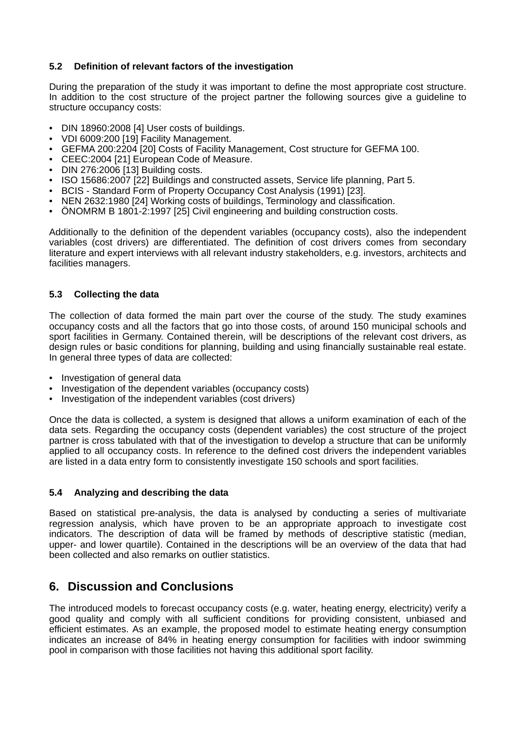### 5.2 Definition of relevant factors of the investigation

During the preparation of the study it was important to define the most appropriate cost structure. In addition to the cost structure of the project partner the following sources give a guideline to structure occupancy costs:

- DIN 18960:2008 [4] User costs of buildings.
- VDI 6009:200 [19] Facility Management.
- GEFMA 200:2204 [20] Costs of Facility Management, Cost structure for GEFMA 100.
- CEEC:2004 [21] European Code of Measure.
- DIN 276:2006 [13] Building costs.
- ISO 15686:2007 [22] Buildings and constructed assets, Service life planning, Part 5.
- BCIS - Standard Form of Property Occupancy Cost Analysis (1991) [23].
- NEN 2632:1980 [24] Working costs of buildings, Terminology and classification.
- ÖNOMRM B 1801-2:1997 [25] Civil engineering and building construction costs.

Additionally to the definition of the dependent variables (occupancy costs), also the independent variables (cost drivers) are differentiated. The definition of cost drivers comes from secondary literature and expert interviews with all relevant industry stakeholders, e.g. investors, architects and facilities managers.

### 5.3 Collecting the data

The collection of data formed the main part over the course of the study. The study examines occupancy costs and all the factors that go into those costs, of around 150 municipal schools and sport facilities in Germany. Contained therein, will be descriptions of the relevant cost drivers, as design rules or basic conditions for planning, building and using financially sustainable real estate. In general three types of data are collected:

- Investigation of general data
- Investigation of the dependent variables (occupancy costs)
- Investigation of the independent variables (cost drivers)

Once the data is collected, a system is designed that allows a uniform examination of each of the data sets. Regarding the occupancy costs (dependent variables) the cost structure of the project partner is cross tabulated with that of the investigation to develop a structure that can be uniformly applied to all occupancy costs. In reference to the defined cost drivers the independent variables are listed in a data entry form to consistently investigate 150 schools and sport facilities.

### 5.4 Analyzing and describing the data

Based on statistical pre-analysis, the data is analysed by conducting a series of multivariate regression analysis, which have proven to be an appropriate approach to investigate cost indicators. The description of data will be framed by methods of descriptive statistic (median, upper- and lower quartile). Contained in the descriptions will be an overview of the data that had been collected and also remarks on outlier statistics.

## 6. Discussion and Conclusions

The introduced models to forecast occupancy costs (e.g. water, heating energy, electricity) verify a good quality and comply with all sufficient conditions for providing consistent, unbiased and efficient estimates. As an example, the proposed model to estimate heating energy consumption indicates an increase of 84% in heating energy consumption for facilities with indoor swimming pool in comparison with those facilities not having this additional sport facility.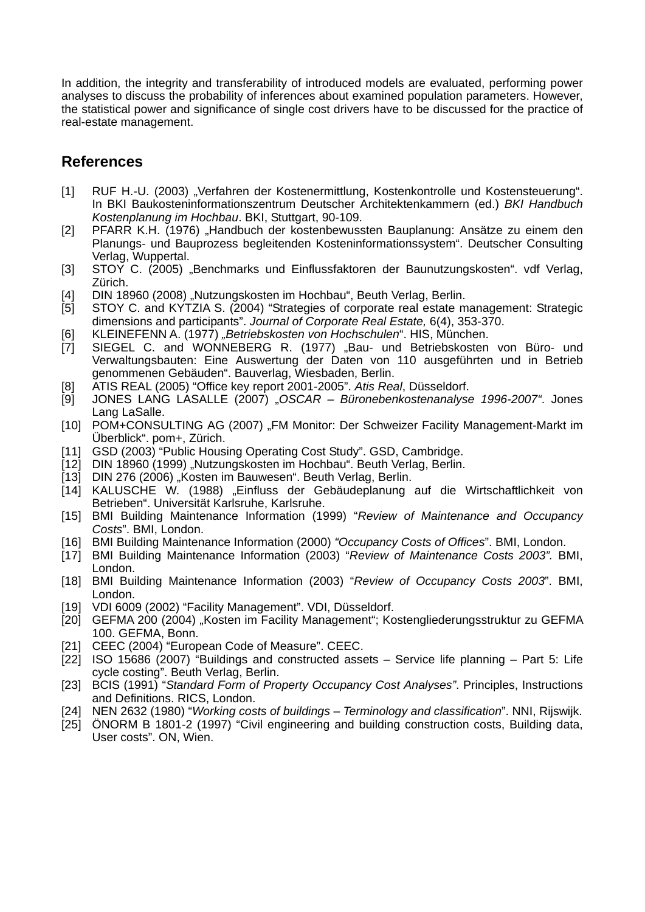In addition, the integrity and transferability of introduced models are evaluated, performing power analyses to discuss the probability of inferences about examined population parameters. However, the statistical power and significance of single cost drivers have to be discussed for the practice of real-estate management.

## References

[1] RUF H.-U. (2003) „Verfahren der Kostenermittlung, Kostenkontrolle und Kostensteuerung“. In BKI Baukosteninformationszentrum Deutscher Architektenkammern (ed.) *BKI Handbuch Kostenplanung im Hochbau*. BKI, Stuttgart, 90-109.

[2] PFARR K.H. (1976) „Handbuch der kostenbewussten Bauplanung: Ansätze zu einem den Planungs- und Bauprozess begleitenden Kosteninformationssystem“. Deutscher Consulting Verlag, Wuppertal.

[3] STOY C. (2005) „Benchmarks und Einflussfaktoren der Baunutzungskosten“. vdf Verlag, Zürich.

[4] DIN 18960 (2008) „Nutzungskosten im Hochbau“, Beuth Verlag, Berlin.

[5] STOY C. and KYTZIA S. (2004) “Strategies of corporate real estate management: Strategic dimensions and participants”. *Journal of Corporate Real Estate,* 6(4), 353-370.

[6] KLEINEFENN A. (1977) *„Betriebskosten von Hochschulen*“. HIS, München.

[7] SIEGEL C. and WONNEBERG R. (1977) „Bau- und Betriebskosten von Büro- und Verwaltungsbauten: Eine Auswertung der Daten von 110 ausgeführten und in Betrieb genommenen Gebäuden“. Bauverlag, Wiesbaden, Berlin.

[8] ATIS REAL (2005) “Office key report 2001-2005”. *Atis Real*, Düsseldorf.

[9] JONES LANG LASALLE (2007) „*OSCAR – Büronebenkostenanalyse 1996-2007*“. Jones Lang LaSalle.

[10] POM+CONSULTING AG (2007) „FM Monitor: Der Schweizer Facility Management-Markt im Überblick“. pom+, Zürich.

[11] GSD (2003) “Public Housing Operating Cost Study”. GSD, Cambridge.

[12] DIN 18960 (1999) „Nutzungskosten im Hochbau“. Beuth Verlag, Berlin.

[13] DIN 276 (2006) „Kosten im Bauwesen“. Beuth Verlag, Berlin.

[14] KALUSCHE W. (1988) „Einfluss der Gebäudeplanung auf die Wirtschaftlichkeit von Betrieben“. Universität Karlsruhe, Karlsruhe.

[15] BMI Building Maintenance Information (1999) “*Review of Maintenance and Occupancy Costs*”. BMI, London.

[16] BMI Building Maintenance Information (2000) *“Occupancy Costs of Offices*”. BMI, London.

[17] BMI Building Maintenance Information (2003) “*Review of Maintenance Costs 2003”.* BMI, London.

[18] BMI Building Maintenance Information (2003) “*Review of Occupancy Costs 2003*”. BMI, London.

[19] VDI 6009 (2002) “Facility Management”. VDI, Düsseldorf.

[20] GEFMA 200 (2004) „Kosten im Facility Management“; Kostengliederungsstruktur zu GEFMA 100. GEFMA, Bonn.

[21] CEEC (2004) “European Code of Measure”. CEEC.

[22] ISO 15686 (2007) “Buildings and constructed assets – Service life planning – Part 5: Life cycle costing”. Beuth Verlag, Berlin.

[23] BCIS (1991) “*Standard Form of Property Occupancy Cost Analyses”*. Principles, Instructions and Definitions. RICS, London.

[24] NEN 2632 (1980) “*Working costs of buildings – Terminology and classification*”. NNI, Rijswijk.

[25] ÖNORM B 1801-2 (1997) “Civil engineering and building construction costs, Building data, User costs”. ON, Wien.